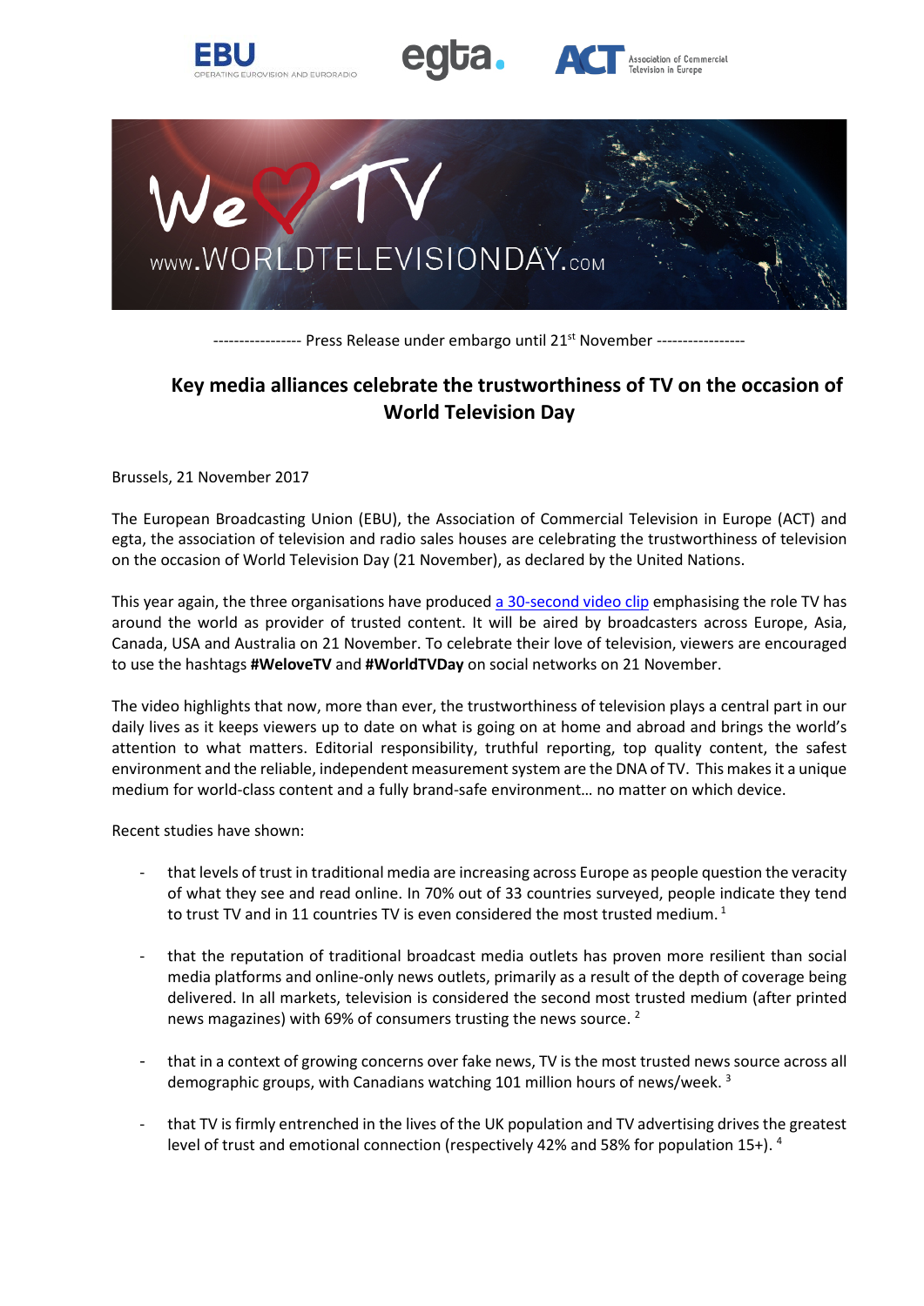----------------- Press Release under embargo until 21st November -----------------

# Key media alliances celebrate the trustworthiness of TV on the occasion of World Television Day

Brussels, 21 November 2017

The European Broadcasting Union (EBU), the Association of Commercial Television in Europe (ACT) and egta, the association of television and radio sales houses are celebrating the trustworthiness of television on the occasion of World Television Day (21 November), as declared by the United Nations.

This year again, the three organisations have produced a 30-second video clip emphasising the role TV has around the world as provider of trusted content. It will be aired by broadcasters across Europe, Asia, Canada, USA and Australia on 21 November. To celebrate their love of television, viewers are encouraged to use the hashtags **#WeloveTV** and **#WorldTVDay** on social networks on 21 November.

The video highlights that now, more than ever, the trustworthiness of television plays a central part in our daily lives as it keeps viewers up to date on what is going on at home and abroad and brings the world's attention to what matters. Editorial responsibility, truthful reporting, top quality content, the safest environment and the reliable, independent measurement system are the DNA of TV. This makes it a unique medium for world-class content and a fully brand-safe environment… no matter on which device.

Recent studies have shown:

- that levels of trust in traditional media are increasing across Europe as people question the veracity of what they see and read online. In 70% out of 33 countries surveyed, people indicate they tend to trust TV and in 11 countries TV is even considered the most trusted medium. [1]

- that the reputation of traditional broadcast media outlets has proven more resilient than social media platforms and online-only news outlets, primarily as a result of the depth of coverage being delivered. In all markets, television is considered the second most trusted medium (after printed news magazines) with 69% of consumers trusting the news source. [2]

- that in a context of growing concerns over fake news, TV is the most trusted news source across all demographic groups, with Canadians watching 101 million hours of news/week. [3]

- that TV is firmly entrenched in the lives of the UK population and TV advertising drives the greatest level of trust and emotional connection (respectively 42% and 58% for population 15+). [4]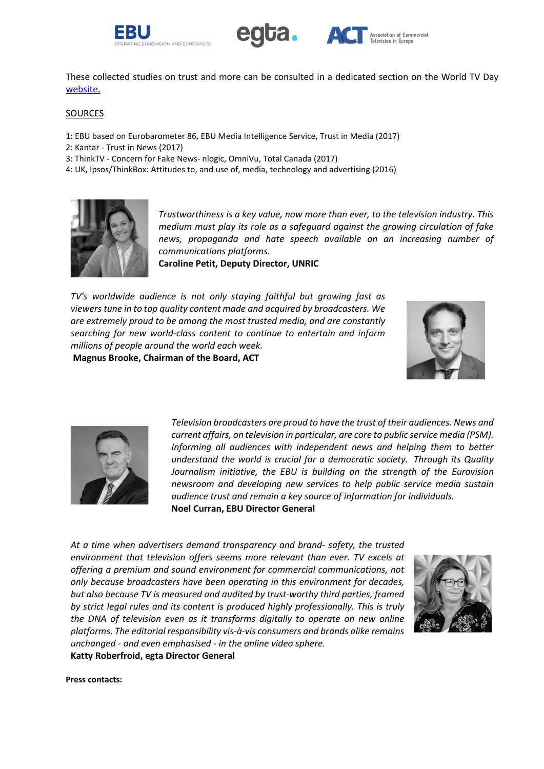These collected studies on trust and more can be consulted in a dedicated section on the World TV Day [website.](website.)

SOURCES

1: EBU based on Eurobarometer 86, EBU Media Intelligence Service, Trust in Media (2017)
2: Kantar - Trust in News (2017)
3: ThinkTV - Concern for Fake News- nlogic, OmniVu, Total Canada (2017)
4: UK, Ipsos/ThinkBox: Attitudes to, and use of, media, technology and advertising (2016)

*Trustworthiness is a key value, now more than ever, to the television industry. This medium must play its role as a safeguard against the growing circulation of fake news, propaganda and hate speech available on an increasing number of communications platforms.*
**Caroline Petit, Deputy Director, UNRIC**

*TV's worldwide audience is not only staying faithful but growing fast as viewers tune in to top quality content made and acquired by broadcasters. We are extremely proud to be among the most trusted media, and are constantly searching for new world-class content to continue to entertain and inform millions of people around the world each week.*
**Magnus Brooke, Chairman of the Board, ACT**

*Television broadcasters are proud to have the trust of their audiences. News and current affairs, on television in particular, are core to public service media (PSM). Informing all audiences with independent news and helping them to better understand the world is crucial for a democratic society. Through its Quality Journalism initiative, the EBU is building on the strength of the Eurovision newsroom and developing new services to help public service media sustain audience trust and remain a key source of information for individuals.*
**Noel Curran, EBU Director General**

*At a time when advertisers demand transparency and brand- safety, the trusted environment that television offers seems more relevant than ever. TV excels at offering a premium and sound environment for commercial communications, not only because broadcasters have been operating in this environment for decades, but also because TV is measured and audited by trust-worthy third parties, framed by strict legal rules and its content is produced highly professionally. This is truly the DNA of television even as it transforms digitally to operate on new online platforms. The editorial responsibility vis-à-vis consumers and brands alike remains unchanged - and even emphasised - in the online video sphere.*
**Katty Roberfroid, egta Director General**

**Press contacts:**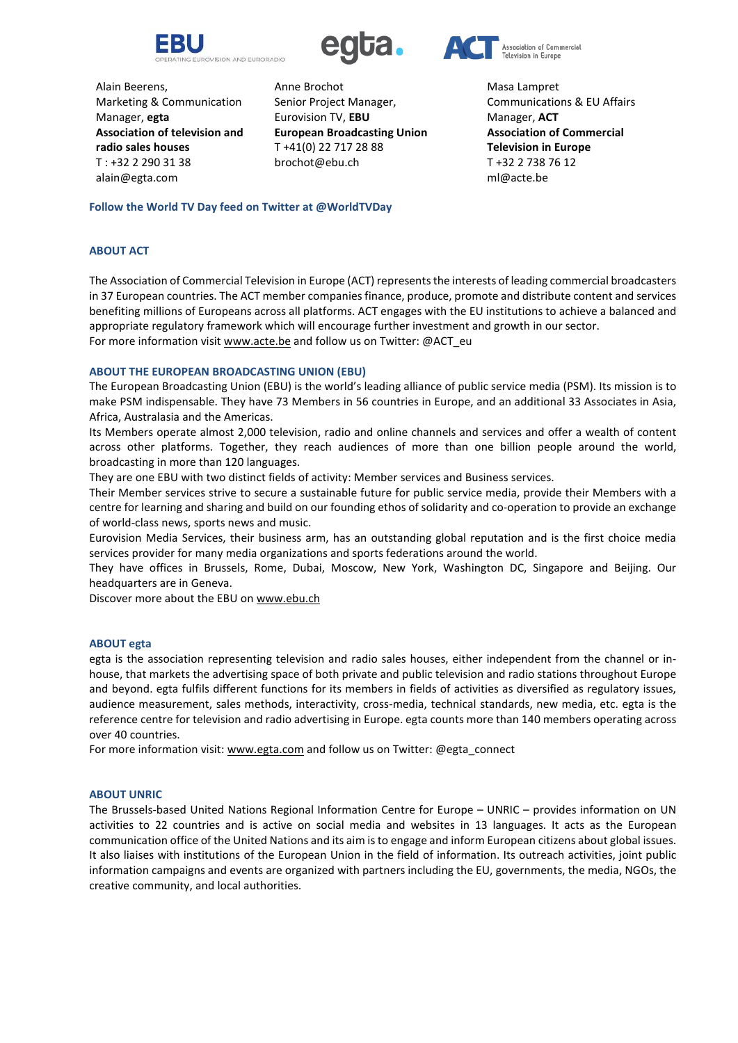Alain Beerens,
Marketing & Communication Manager, **egta**
**Association of television and radio sales houses**
T : +32 2 290 31 38
alain@egta.com

Anne Brochot
Senior Project Manager, Eurovision TV, **EBU**
**European Broadcasting Union**
T +41(0) 22 717 28 88
brochot@ebu.ch

Masa Lampret
Communications & EU Affairs Manager, **ACT**
**Association of Commercial Television in Europe**
T +32 2 738 76 12
ml@acte.be

**Follow the World TV Day feed on Twitter at @WorldTVDay**

## ABOUT ACT

The Association of Commercial Television in Europe (ACT) represents the interests of leading commercial broadcasters in 37 European countries. The ACT member companies finance, produce, promote and distribute content and services benefiting millions of Europeans across all platforms. ACT engages with the EU institutions to achieve a balanced and appropriate regulatory framework which will encourage further investment and growth in our sector.
For more information visit www.acte.be and follow us on Twitter: @ACT_eu

## ABOUT THE EUROPEAN BROADCASTING UNION (EBU)

The European Broadcasting Union (EBU) is the world's leading alliance of public service media (PSM). Its mission is to make PSM indispensable. They have 73 Members in 56 countries in Europe, and an additional 33 Associates in Asia, Africa, Australasia and the Americas.
Its Members operate almost 2,000 television, radio and online channels and services and offer a wealth of content across other platforms. Together, they reach audiences of more than one billion people around the world, broadcasting in more than 120 languages.
They are one EBU with two distinct fields of activity: Member services and Business services.
Their Member services strive to secure a sustainable future for public service media, provide their Members with a centre for learning and sharing and build on our founding ethos of solidarity and co-operation to provide an exchange of world-class news, sports news and music.
Eurovision Media Services, their business arm, has an outstanding global reputation and is the first choice media services provider for many media organizations and sports federations around the world.
They have offices in Brussels, Rome, Dubai, Moscow, New York, Washington DC, Singapore and Beijing. Our headquarters are in Geneva.
Discover more about the EBU on www.ebu.ch

## ABOUT egta

egta is the association representing television and radio sales houses, either independent from the channel or in-house, that markets the advertising space of both private and public television and radio stations throughout Europe and beyond. egta fulfils different functions for its members in fields of activities as diversified as regulatory issues, audience measurement, sales methods, interactivity, cross-media, technical standards, new media, etc. egta is the reference centre for television and radio advertising in Europe. egta counts more than 140 members operating across over 40 countries.
For more information visit: www.egta.com and follow us on Twitter: @egta_connect

## ABOUT UNRIC

The Brussels-based United Nations Regional Information Centre for Europe – UNRIC – provides information on UN activities to 22 countries and is active on social media and websites in 13 languages. It acts as the European communication office of the United Nations and its aim is to engage and inform European citizens about global issues. It also liaises with institutions of the European Union in the field of information. Its outreach activities, joint public information campaigns and events are organized with partners including the EU, governments, the media, NGOs, the creative community, and local authorities.